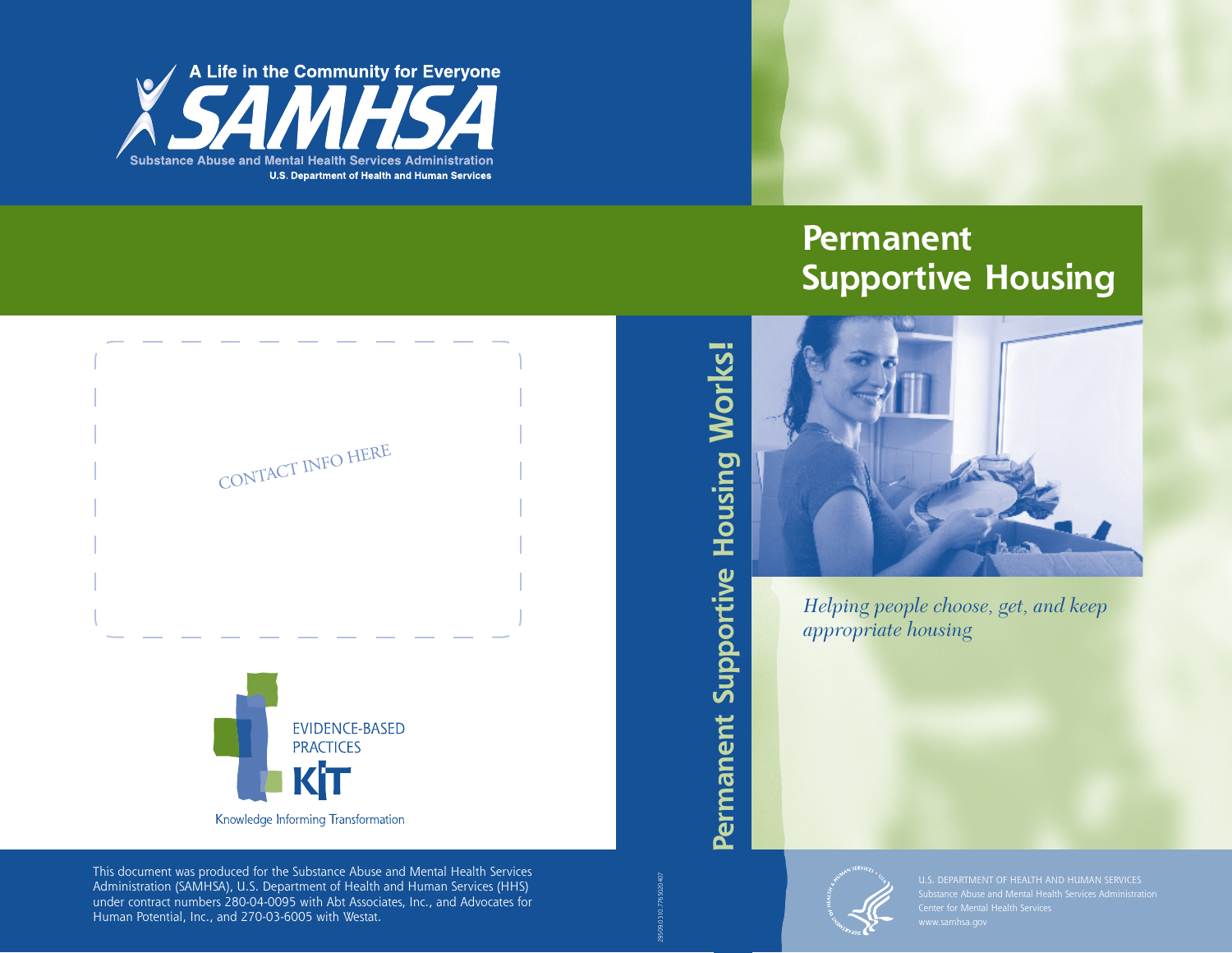A Life in the Community for Everyone

SAMHSA

Substance Abuse and Mental Health Services Administration

U.S. Department of Health and Human Services

# Permanent Supportive Housing

*Helping people choose, get, and keep appropriate housing*

CONTACT INFO HERE

EVIDENCE-BASED PRACTICES

KIT

Knowledge Informing Transformation

Permanent Supportive Housing Works!

This document was produced for the Substance Abuse and Mental Health Services Administration (SAMHSA), U.S. Department of Health and Human Services (HHS) under contract numbers 280-04-0095 with Abt Associates, Inc., and Advocates for Human Potential, Inc., and 270-03-6005 with Westat.

295.09.0310.776.5020.407

U.S. DEPARTMENT OF HEALTH AND HUMAN SERVICES
Substance Abuse and Mental Health Services Administration
Center for Mental Health Services
www.samhsa.gov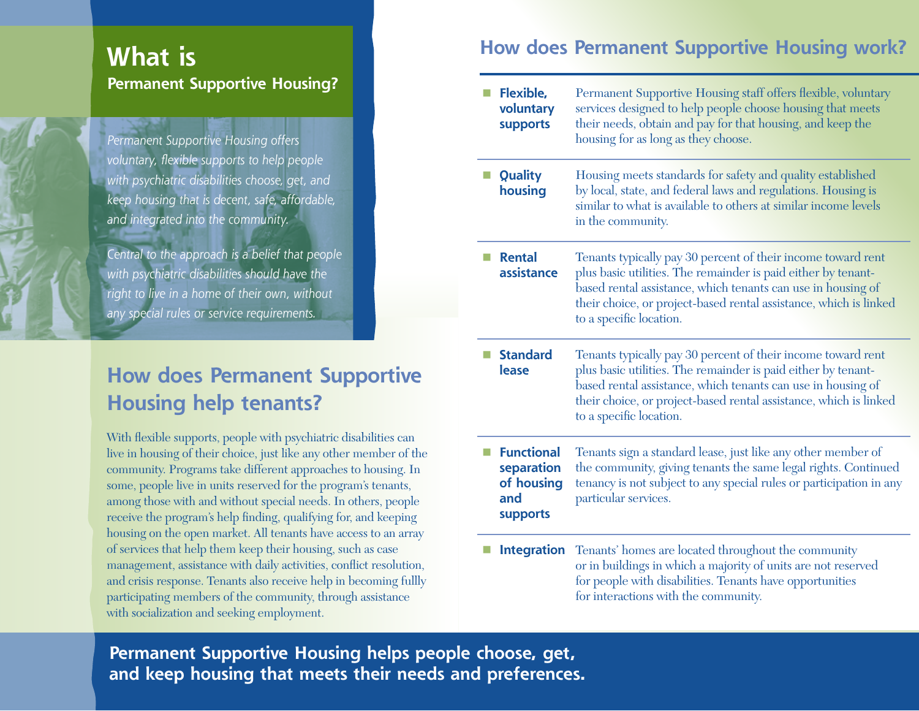# What is
## Permanent Supportive Housing?

*Permanent Supportive Housing offers voluntary, flexible supports to help people with psychiatric disabilities choose, get, and keep housing that is decent, safe, affordable, and integrated into the community.*

*Central to the approach is a belief that people with psychiatric disabilities should have the right to live in a home of their own, without any special rules or service requirements.*

## How does Permanent Supportive Housing help tenants?

With flexible supports, people with psychiatric disabilities can live in housing of their choice, just like any other member of the community. Programs take different approaches to housing. In some, people live in units reserved for the program's tenants, among those with and without special needs. In others, people receive the program's help finding, qualifying for, and keeping housing on the open market. All tenants have access to an array of services that help them keep their housing, such as case management, assistance with daily activities, conflict resolution, and crisis response. Tenants also receive help in becoming fullly participating members of the community, through assistance with socialization and seeking employment.

## How does Permanent Supportive Housing work?

- **Flexible, voluntary supports** — Permanent Supportive Housing staff offers flexible, voluntary services designed to help people choose housing that meets their needs, obtain and pay for that housing, and keep the housing for as long as they choose.
- **Quality housing** — Housing meets standards for safety and quality established by local, state, and federal laws and regulations. Housing is similar to what is available to others at similar income levels in the community.
- **Rental assistance** — Tenants typically pay 30 percent of their income toward rent plus basic utilities. The remainder is paid either by tenant-based rental assistance, which tenants can use in housing of their choice, or project-based rental assistance, which is linked to a specific location.
- **Standard lease** — Tenants typically pay 30 percent of their income toward rent plus basic utilities. The remainder is paid either by tenant-based rental assistance, which tenants can use in housing of their choice, or project-based rental assistance, which is linked to a specific location.
- **Functional separation of housing and supports** — Tenants sign a standard lease, just like any other member of the community, giving tenants the same legal rights. Continued tenancy is not subject to any special rules or participation in any particular services.
- **Integration** — Tenants' homes are located throughout the community or in buildings in which a majority of units are not reserved for people with disabilities. Tenants have opportunities for interactions with the community.

**Permanent Supportive Housing helps people choose, get, and keep housing that meets their needs and preferences.**